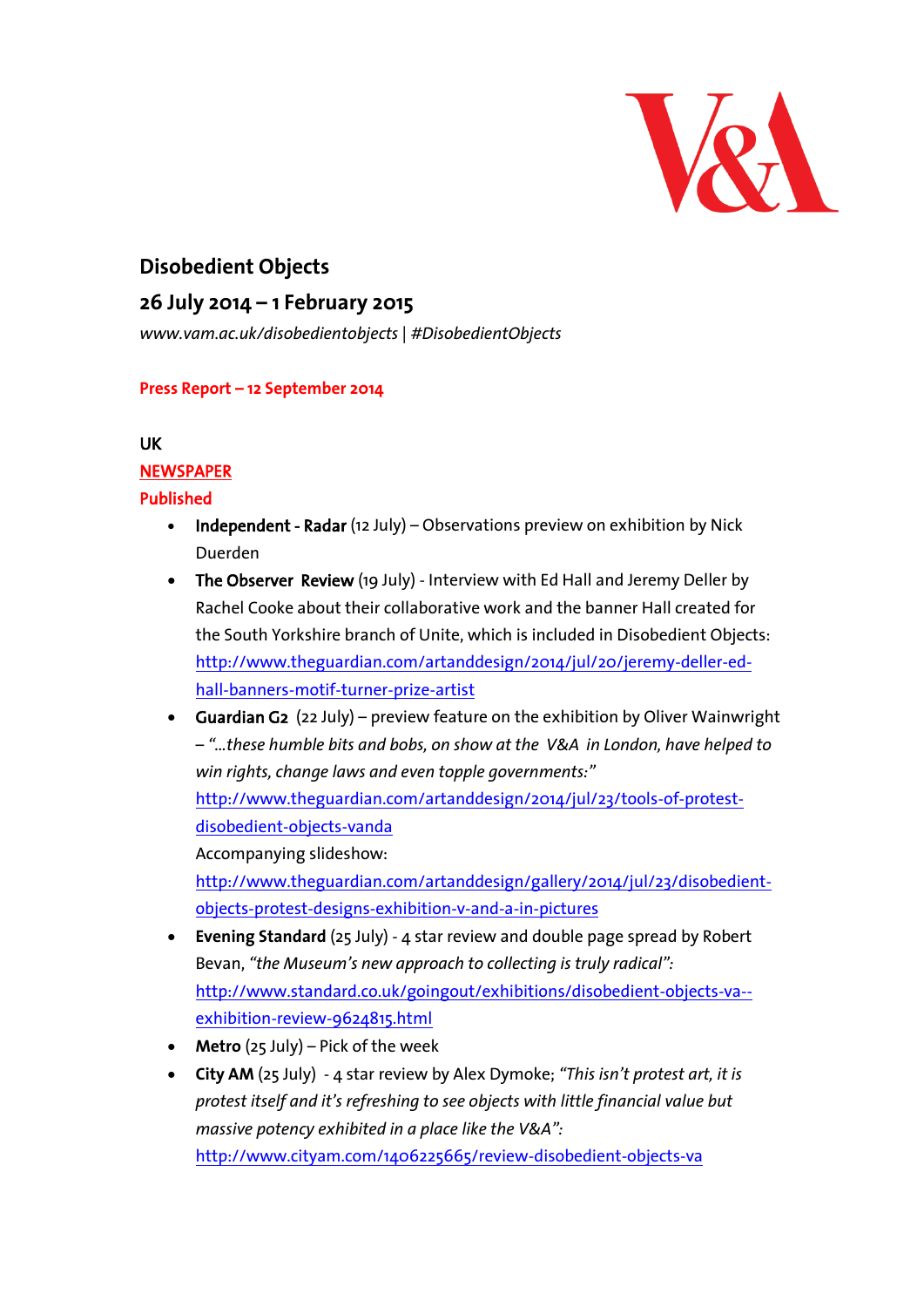# Disobedient Objects

## 26 July 2014 – 1 February 2015

*www.vam.ac.uk/disobedientobjects* | *#DisobedientObjects*

**Press Report – 12 September 2014**

**UK**

**NEWSPAPER**

**Published**

- **Independent - Radar** (12 July) – Observations preview on exhibition by Nick Duerden
- **The Observer Review** (19 July) - Interview with Ed Hall and Jeremy Deller by Rachel Cooke about their collaborative work and the banner Hall created for the South Yorkshire branch of Unite, which is included in Disobedient Objects: http://www.theguardian.com/artanddesign/2014/jul/20/jeremy-deller-ed-hall-banners-motif-turner-prize-artist
- **Guardian G2** (22 July) – preview feature on the exhibition by Oliver Wainwright – *"…these humble bits and bobs, on show at the V&A in London, have helped to win rights, change laws and even topple governments:"* http://www.theguardian.com/artanddesign/2014/jul/23/tools-of-protest-disobedient-objects-vanda
  
  Accompanying slideshow: http://www.theguardian.com/artanddesign/gallery/2014/jul/23/disobedient-objects-protest-designs-exhibition-v-and-a-in-pictures
- **Evening Standard** (25 July) - 4 star review and double page spread by Robert Bevan, *"the Museum's new approach to collecting is truly radical":* http://www.standard.co.uk/goingout/exhibitions/disobedient-objects-va--exhibition-review-9624815.html
- **Metro** (25 July) – Pick of the week
- **City AM** (25 July) - 4 star review by Alex Dymoke; *"This isn't protest art, it is protest itself and it's refreshing to see objects with little financial value but massive potency exhibited in a place like the V&A":* http://www.cityam.com/1406225665/review-disobedient-objects-va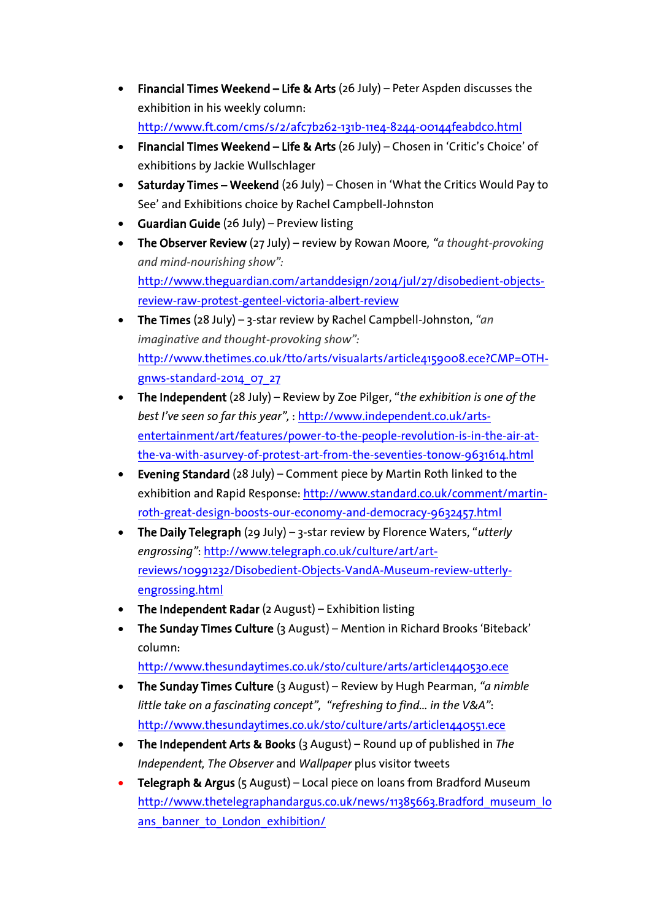- **Financial Times Weekend – Life & Arts** (26 July) – Peter Aspden discusses the exhibition in his weekly column: http://www.ft.com/cms/s/2/afc7b262-131b-11e4-8244-00144feabdc0.html
- **Financial Times Weekend – Life & Arts** (26 July) – Chosen in 'Critic's Choice' of exhibitions by Jackie Wullschlager
- **Saturday Times – Weekend** (26 July) – Chosen in 'What the Critics Would Pay to See' and Exhibitions choice by Rachel Campbell-Johnston
- **Guardian Guide** (26 July) – Preview listing
- **The Observer Review** (27 July) – review by Rowan Moore, *"a thought-provoking and mind-nourishing show"*: http://www.theguardian.com/artanddesign/2014/jul/27/disobedient-objects-review-raw-protest-genteel-victoria-albert-review
- **The Times** (28 July) – 3-star review by Rachel Campbell-Johnston, *"an imaginative and thought-provoking show"*: http://www.thetimes.co.uk/tto/arts/visualarts/article4159008.ece?CMP=OTH-gnws-standard-2014_07_27
- **The Independent** (28 July) – Review by Zoe Pilger, "*the exhibition is one of the best I've seen so far this year*", : http://www.independent.co.uk/arts-entertainment/art/features/power-to-the-people-revolution-is-in-the-air-at-the-va-with-asurvey-of-protest-art-from-the-seventies-tonow-9631614.html
- **Evening Standard** (28 July) – Comment piece by Martin Roth linked to the exhibition and Rapid Response: http://www.standard.co.uk/comment/martin-roth-great-design-boosts-our-economy-and-democracy-9632457.html
- **The Daily Telegraph** (29 July) – 3-star review by Florence Waters, "*utterly engrossing*": http://www.telegraph.co.uk/culture/art/art-reviews/10991232/Disobedient-Objects-VandA-Museum-review-utterly-engrossing.html
- **The Independent Radar** (2 August) – Exhibition listing
- **The Sunday Times Culture** (3 August) – Mention in Richard Brooks 'Biteback' column: http://www.thesundaytimes.co.uk/sto/culture/arts/article1440530.ece
- **The Sunday Times Culture** (3 August) – Review by Hugh Pearman, *"a nimble little take on a fascinating concept"*, *"refreshing to find… in the V&A"*: http://www.thesundaytimes.co.uk/sto/culture/arts/article1440551.ece
- **The Independent Arts & Books** (3 August) – Round up of published in *The Independent*, *The Observer* and *Wallpaper* plus visitor tweets
- **Telegraph & Argus** (5 August) – Local piece on loans from Bradford Museum http://www.thetelegraphandargus.co.uk/news/11385663.Bradford_museum_loans_banner_to_London_exhibition/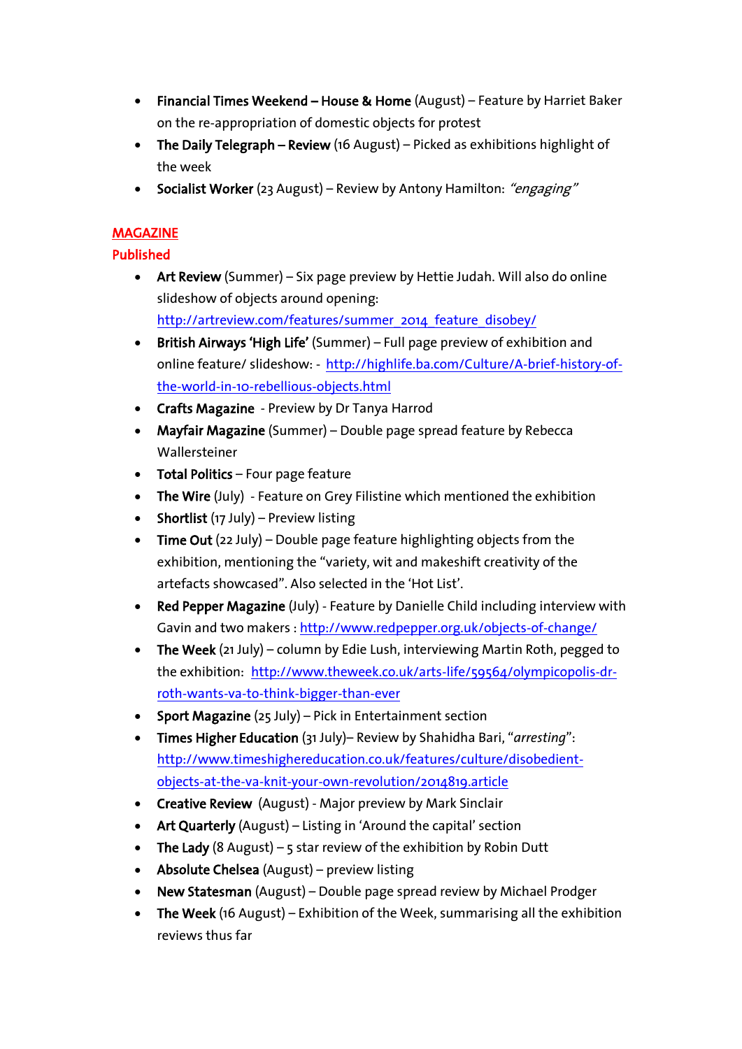- **Financial Times Weekend – House & Home** (August) – Feature by Harriet Baker on the re-appropriation of domestic objects for protest
- **The Daily Telegraph – Review** (16 August) – Picked as exhibitions highlight of the week
- **Socialist Worker** (23 August) – Review by Antony Hamilton: *"engaging"*

## MAGAZINE

### Published

- **Art Review** (Summer) – Six page preview by Hettie Judah. Will also do online slideshow of objects around opening: http://artreview.com/features/summer_2014_feature_disobey/
- **British Airways 'High Life'** (Summer) – Full page preview of exhibition and online feature/ slideshow: - http://highlife.ba.com/Culture/A-brief-history-of-the-world-in-10-rebellious-objects.html
- **Crafts Magazine** - Preview by Dr Tanya Harrod
- **Mayfair Magazine** (Summer) – Double page spread feature by Rebecca Wallersteiner
- **Total Politics** – Four page feature
- **The Wire** (July) - Feature on Grey Filistine which mentioned the exhibition
- **Shortlist** (17 July) – Preview listing
- **Time Out** (22 July) – Double page feature highlighting objects from the exhibition, mentioning the "variety, wit and makeshift creativity of the artefacts showcased". Also selected in the 'Hot List'.
- **Red Pepper Magazine** (July) - Feature by Danielle Child including interview with Gavin and two makers : http://www.redpepper.org.uk/objects-of-change/
- **The Week** (21 July) – column by Edie Lush, interviewing Martin Roth, pegged to the exhibition: http://www.theweek.co.uk/arts-life/59564/olympicopolis-dr-roth-wants-va-to-think-bigger-than-ever
- **Sport Magazine** (25 July) – Pick in Entertainment section
- **Times Higher Education** (31 July)– Review by Shahidha Bari, "*arresting*": http://www.timeshighereducation.co.uk/features/culture/disobedient-objects-at-the-va-knit-your-own-revolution/2014819.article
- **Creative Review** (August) - Major preview by Mark Sinclair
- **Art Quarterly** (August) – Listing in 'Around the capital' section
- **The Lady** (8 August) – 5 star review of the exhibition by Robin Dutt
- **Absolute Chelsea** (August) – preview listing
- **New Statesman** (August) – Double page spread review by Michael Prodger
- **The Week** (16 August) – Exhibition of the Week, summarising all the exhibition reviews thus far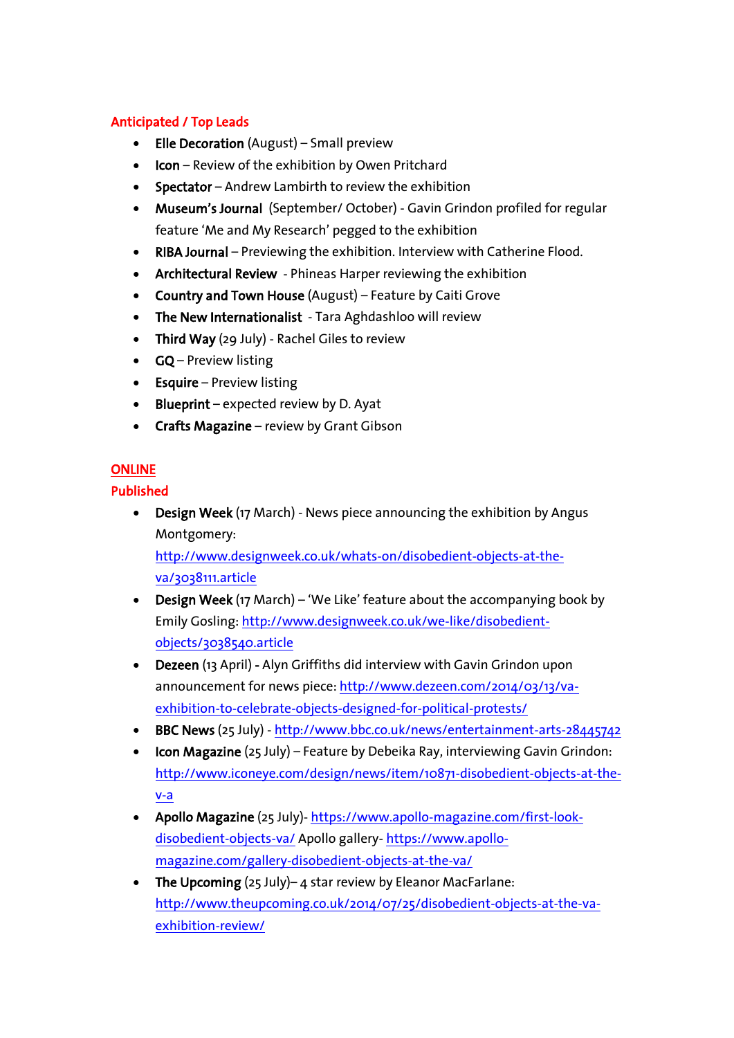## Anticipated / Top Leads

- **Elle Decoration** (August) – Small preview
- **Icon** – Review of the exhibition by Owen Pritchard
- **Spectator** – Andrew Lambirth to review the exhibition
- **Museum's Journal** (September/ October) - Gavin Grindon profiled for regular feature 'Me and My Research' pegged to the exhibition
- **RIBA Journal** – Previewing the exhibition. Interview with Catherine Flood.
- **Architectural Review** - Phineas Harper reviewing the exhibition
- **Country and Town House** (August) – Feature by Caiti Grove
- **The New Internationalist** - Tara Aghdashloo will review
- **Third Way** (29 July) - Rachel Giles to review
- **GQ** – Preview listing
- **Esquire** – Preview listing
- **Blueprint** – expected review by D. Ayat
- **Crafts Magazine** – review by Grant Gibson

## ONLINE

## Published

- **Design Week** (17 March) - News piece announcing the exhibition by Angus Montgomery: http://www.designweek.co.uk/whats-on/disobedient-objects-at-the-va/3038111.article
- **Design Week** (17 March) – 'We Like' feature about the accompanying book by Emily Gosling: http://www.designweek.co.uk/we-like/disobedient-objects/3038540.article
- **Dezeen** (13 April) **-** Alyn Griffiths did interview with Gavin Grindon upon announcement for news piece: http://www.dezeen.com/2014/03/13/va-exhibition-to-celebrate-objects-designed-for-political-protests/
- **BBC News** (25 July) - http://www.bbc.co.uk/news/entertainment-arts-28445742
- **Icon Magazine** (25 July) – Feature by Debeika Ray, interviewing Gavin Grindon: http://www.iconeye.com/design/news/item/10871-disobedient-objects-at-the-v-a
- **Apollo Magazine** (25 July)- https://www.apollo-magazine.com/first-look-disobedient-objects-va/ Apollo gallery- https://www.apollo-magazine.com/gallery-disobedient-objects-at-the-va/
- **The Upcoming** (25 July)– 4 star review by Eleanor MacFarlane: http://www.theupcoming.co.uk/2014/07/25/disobedient-objects-at-the-va-exhibition-review/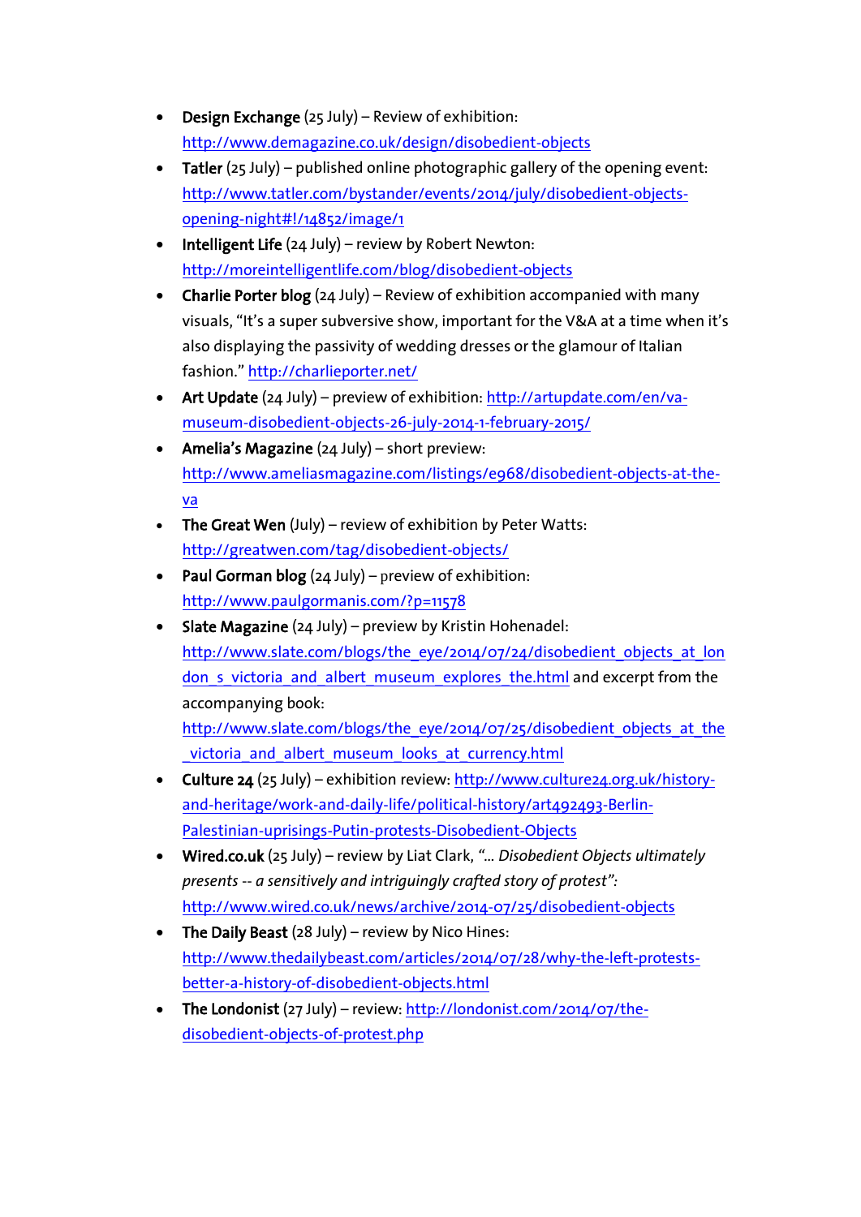- **Design Exchange** (25 July) – Review of exhibition: http://www.demagazine.co.uk/design/disobedient-objects
- **Tatler** (25 July) – published online photographic gallery of the opening event: http://www.tatler.com/bystander/events/2014/july/disobedient-objects-opening-night#!/14852/image/1
- **Intelligent Life** (24 July) – review by Robert Newton: http://moreintelligentlife.com/blog/disobedient-objects
- **Charlie Porter blog** (24 July) – Review of exhibition accompanied with many visuals, "It's a super subversive show, important for the V&A at a time when it's also displaying the passivity of wedding dresses or the glamour of Italian fashion." http://charlieporter.net/
- **Art Update** (24 July) – preview of exhibition: http://artupdate.com/en/va-museum-disobedient-objects-26-july-2014-1-february-2015/
- **Amelia's Magazine** (24 July) – short preview: http://www.ameliasmagazine.com/listings/e968/disobedient-objects-at-the-va
- **The Great Wen** (July) – review of exhibition by Peter Watts: http://greatwen.com/tag/disobedient-objects/
- **Paul Gorman blog** (24 July) – preview of exhibition: http://www.paulgormanis.com/?p=11578
- **Slate Magazine** (24 July) – preview by Kristin Hohenadel: http://www.slate.com/blogs/the_eye/2014/07/24/disobedient_objects_at_london_s_victoria_and_albert_museum_explores_the.html and excerpt from the accompanying book: http://www.slate.com/blogs/the_eye/2014/07/25/disobedient_objects_at_the_victoria_and_albert_museum_looks_at_currency.html
- **Culture 24** (25 July) – exhibition review: http://www.culture24.org.uk/history-and-heritage/work-and-daily-life/political-history/art492493-Berlin-Palestinian-uprisings-Putin-protests-Disobedient-Objects
- **Wired.co.uk** (25 July) – review by Liat Clark, *"… Disobedient Objects ultimately presents -- a sensitively and intriguingly crafted story of protest"*: http://www.wired.co.uk/news/archive/2014-07/25/disobedient-objects
- **The Daily Beast** (28 July) – review by Nico Hines: http://www.thedailybeast.com/articles/2014/07/28/why-the-left-protests-better-a-history-of-disobedient-objects.html
- **The Londonist** (27 July) – review: http://londonist.com/2014/07/the-disobedient-objects-of-protest.php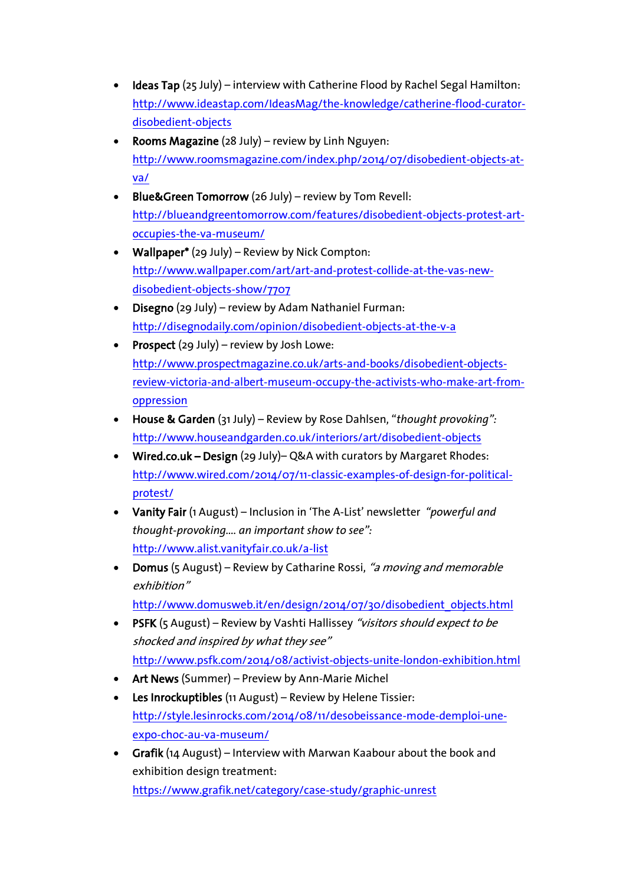- **Ideas Tap** (25 July) – interview with Catherine Flood by Rachel Segal Hamilton: http://www.ideastap.com/IdeasMag/the-knowledge/catherine-flood-curator-disobedient-objects
- **Rooms Magazine** (28 July) – review by Linh Nguyen: http://www.roomsmagazine.com/index.php/2014/07/disobedient-objects-at-va/
- **Blue&Green Tomorrow** (26 July) – review by Tom Revell: http://blueandgreentomorrow.com/features/disobedient-objects-protest-art-occupies-the-va-museum/
- **Wallpaper*** (29 July) – Review by Nick Compton: http://www.wallpaper.com/art/art-and-protest-collide-at-the-vas-new-disobedient-objects-show/7707
- **Disegno** (29 July) – review by Adam Nathaniel Furman: http://disegnodaily.com/opinion/disobedient-objects-at-the-v-a
- **Prospect** (29 July) – review by Josh Lowe: http://www.prospectmagazine.co.uk/arts-and-books/disobedient-objects-review-victoria-and-albert-museum-occupy-the-activists-who-make-art-from-oppression
- **House & Garden** (31 July) – Review by Rose Dahlsen, "*thought provoking*": http://www.houseandgarden.co.uk/interiors/art/disobedient-objects
- **Wired.co.uk – Design** (29 July)– Q&A with curators by Margaret Rhodes: http://www.wired.com/2014/07/11-classic-examples-of-design-for-political-protest/
- **Vanity Fair** (1 August) – Inclusion in 'The A-List' newsletter *"powerful and thought-provoking.... an important show to see"*: http://www.alist.vanityfair.co.uk/a-list
- **Domus** (5 August) – Review by Catharine Rossi, *"a moving and memorable exhibition"* http://www.domusweb.it/en/design/2014/07/30/disobedient_objects.html
- **PSFK** (5 August) – Review by Vashti Hallissey *"visitors should expect to be shocked and inspired by what they see"* http://www.psfk.com/2014/08/activist-objects-unite-london-exhibition.html
- **Art News** (Summer) – Preview by Ann-Marie Michel
- **Les Inrockuptibles** (11 August) – Review by Helene Tissier: http://style.lesinrocks.com/2014/08/11/desobeissance-mode-demploi-une-expo-choc-au-va-museum/
- **Grafik** (14 August) – Interview with Marwan Kaabour about the book and exhibition design treatment: https://www.grafik.net/category/case-study/graphic-unrest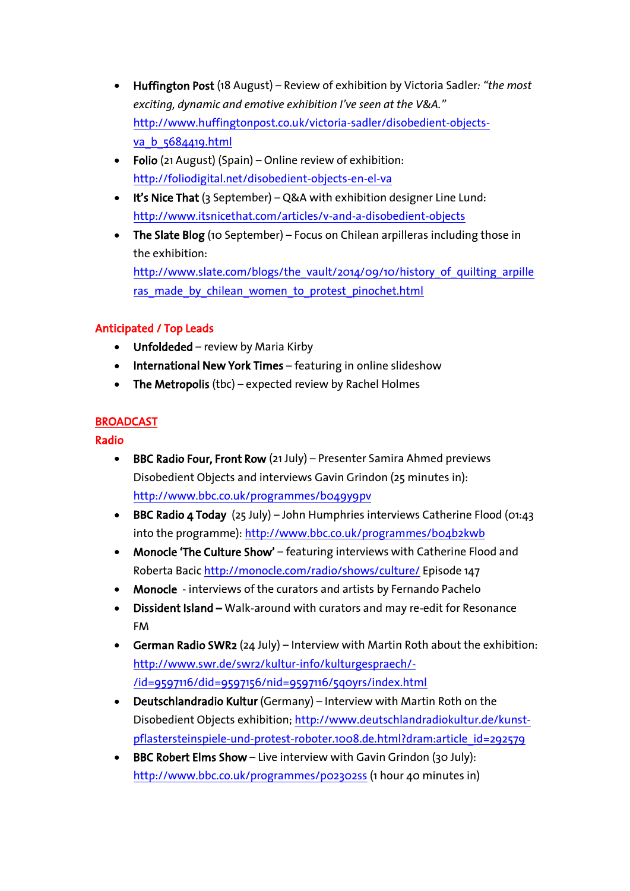- **Huffington Post** (18 August) – Review of exhibition by Victoria Sadler: *"the most exciting, dynamic and emotive exhibition I've seen at the V&A."* [http://www.huffingtonpost.co.uk/victoria-sadler/disobedient-objects-va_b_5684419.html](http://www.huffingtonpost.co.uk/victoria-sadler/disobedient-objects-va_b_5684419.html)
- **Folio** (21 August) (Spain) – Online review of exhibition: [http://foliodigital.net/disobedient-objects-en-el-va](http://foliodigital.net/disobedient-objects-en-el-va)
- **It's Nice That** (3 September) – Q&A with exhibition designer Line Lund: [http://www.itsnicethat.com/articles/v-and-a-disobedient-objects](http://www.itsnicethat.com/articles/v-and-a-disobedient-objects)
- **The Slate Blog** (10 September) – Focus on Chilean arpilleras including those in the exhibition: [http://www.slate.com/blogs/the_vault/2014/09/10/history_of_quilting_arpilleras_made_by_chilean_women_to_protest_pinochet.html](http://www.slate.com/blogs/the_vault/2014/09/10/history_of_quilting_arpilleras_made_by_chilean_women_to_protest_pinochet.html)

### Anticipated / Top Leads

- **Unfoldeded** – review by Maria Kirby
- **International New York Times** – featuring in online slideshow
- **The Metropolis** (tbc) – expected review by Rachel Holmes

## BROADCAST

### Radio

- **BBC Radio Four, Front Row** (21 July) – Presenter Samira Ahmed previews Disobedient Objects and interviews Gavin Grindon (25 minutes in): [http://www.bbc.co.uk/programmes/b049y9pv](http://www.bbc.co.uk/programmes/b049y9pv)
- **BBC Radio 4 Today** (25 July) – John Humphries interviews Catherine Flood (01:43 into the programme): [http://www.bbc.co.uk/programmes/b04b2kwb](http://www.bbc.co.uk/programmes/b04b2kwb)
- **Monocle 'The Culture Show'** – featuring interviews with Catherine Flood and Roberta Bacic [http://monocle.com/radio/shows/culture/](http://monocle.com/radio/shows/culture/) Episode 147
- **Monocle** - interviews of the curators and artists by Fernando Pachelo
- **Dissident Island –** Walk-around with curators and may re-edit for Resonance FM
- **German Radio SWR2** (24 July) – Interview with Martin Roth about the exhibition: [http://www.swr.de/swr2/kultur-info/kulturgespraech/-/id=9597116/did=9597156/nid=9597116/5q0yrs/index.html](http://www.swr.de/swr2/kultur-info/kulturgespraech/-/id=9597116/did=9597156/nid=9597116/5q0yrs/index.html)
- **Deutschlandradio Kultur** (Germany) – Interview with Martin Roth on the Disobedient Objects exhibition; [http://www.deutschlandradiokultur.de/kunst-pflastersteinspiele-und-protest-roboter.1008.de.html?dram:article_id=292579](http://www.deutschlandradiokultur.de/kunst-pflastersteinspiele-und-protest-roboter.1008.de.html?dram:article_id=292579)
- **BBC Robert Elms Show** – Live interview with Gavin Grindon (30 July): [http://www.bbc.co.uk/programmes/p02302ss](http://www.bbc.co.uk/programmes/p02302ss) (1 hour 40 minutes in)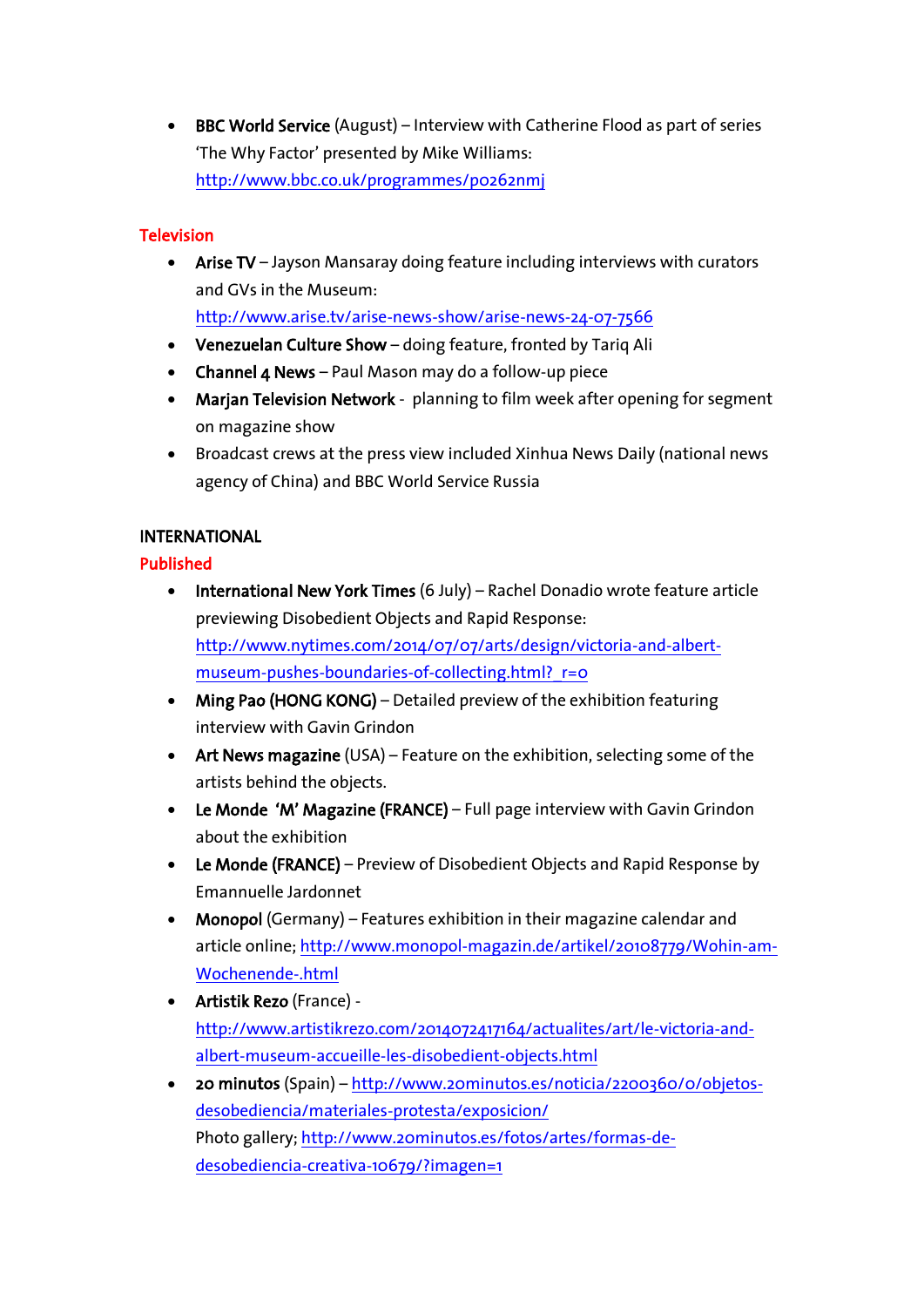- **BBC World Service** (August) – Interview with Catherine Flood as part of series 'The Why Factor' presented by Mike Williams: http://www.bbc.co.uk/programmes/p0262nmj

## Television

- **Arise TV** – Jayson Mansaray doing feature including interviews with curators and GVs in the Museum: http://www.arise.tv/arise-news-show/arise-news-24-07-7566
- **Venezuelan Culture Show** – doing feature, fronted by Tariq Ali
- **Channel 4 News** – Paul Mason may do a follow-up piece
- **Marjan Television Network** - planning to film week after opening for segment on magazine show
- Broadcast crews at the press view included Xinhua News Daily (national news agency of China) and BBC World Service Russia

## INTERNATIONAL

### Published

- **International New York Times** (6 July) – Rachel Donadio wrote feature article previewing Disobedient Objects and Rapid Response: http://www.nytimes.com/2014/07/07/arts/design/victoria-and-albert-museum-pushes-boundaries-of-collecting.html?_r=0
- **Ming Pao (HONG KONG)** – Detailed preview of the exhibition featuring interview with Gavin Grindon
- **Art News magazine** (USA) – Feature on the exhibition, selecting some of the artists behind the objects.
- **Le Monde 'M' Magazine (FRANCE)** – Full page interview with Gavin Grindon about the exhibition
- **Le Monde (FRANCE)** – Preview of Disobedient Objects and Rapid Response by Emannuelle Jardonnet
- **Monopol** (Germany) – Features exhibition in their magazine calendar and article online; http://www.monopol-magazin.de/artikel/20108779/Wohin-am-Wochenende-.html
- **Artistik Rezo** (France) - http://www.artistikrezo.com/2014072417164/actualites/art/le-victoria-and-albert-museum-accueille-les-disobedient-objects.html
- **20 minutos** (Spain) – http://www.20minutos.es/noticia/2200360/0/objetos-desobediencia/materiales-protesta/exposicion/
  Photo gallery; http://www.20minutos.es/fotos/artes/formas-de-desobediencia-creativa-10679/?imagen=1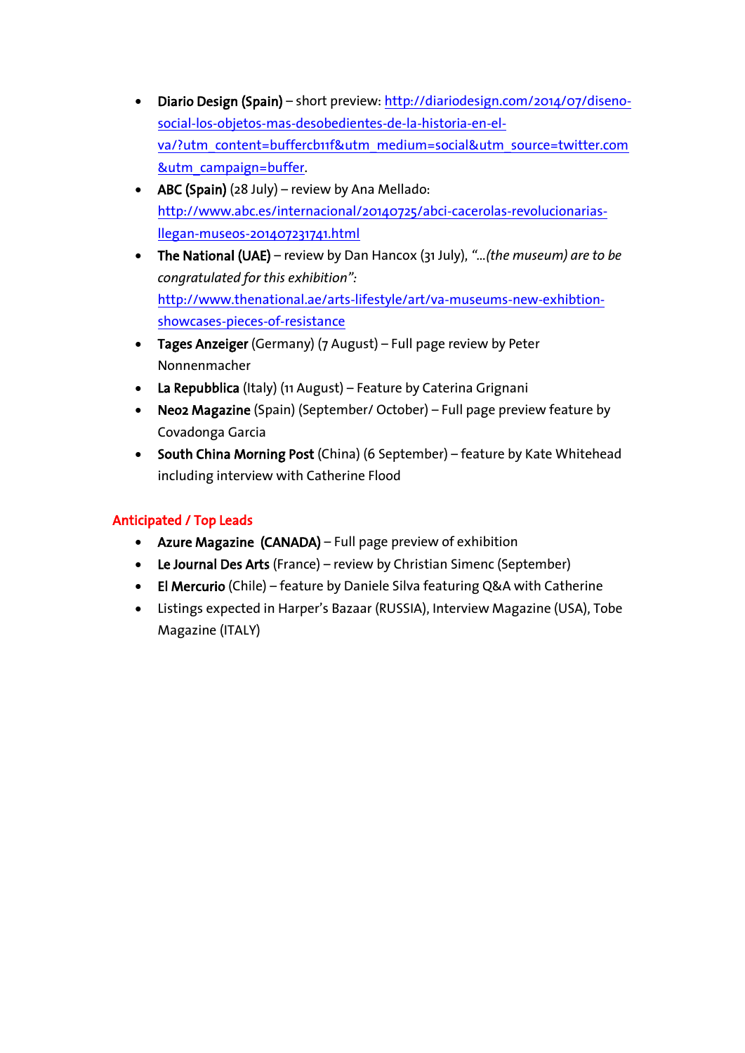- **Diario Design (Spain)** – short preview: http://diariodesign.com/2014/07/diseno-social-los-objetos-mas-desobedientes-de-la-historia-en-el-va/?utm_content=buffercb11f&utm_medium=social&utm_source=twitter.com&utm_campaign=buffer.
- **ABC (Spain)** (28 July) – review by Ana Mellado: http://www.abc.es/internacional/20140725/abci-cacerolas-revolucionarias-llegan-museos-201407231741.html
- **The National (UAE)** – review by Dan Hancox (31 July), *"...(the museum) are to be congratulated for this exhibition"*: http://www.thenational.ae/arts-lifestyle/art/va-museums-new-exhibtion-showcases-pieces-of-resistance
- **Tages Anzeiger** (Germany) (7 August) – Full page review by Peter Nonnenmacher
- **La Repubblica** (Italy) (11 August) – Feature by Caterina Grignani
- **Neo2 Magazine** (Spain) (September/ October) – Full page preview feature by Covadonga Garcia
- **South China Morning Post** (China) (6 September) – feature by Kate Whitehead including interview with Catherine Flood

## Anticipated / Top Leads

- **Azure Magazine (CANADA)** – Full page preview of exhibition
- **Le Journal Des Arts** (France) – review by Christian Simenc (September)
- **El Mercurio** (Chile) – feature by Daniele Silva featuring Q&A with Catherine
- Listings expected in Harper's Bazaar (RUSSIA), Interview Magazine (USA), Tobe Magazine (ITALY)